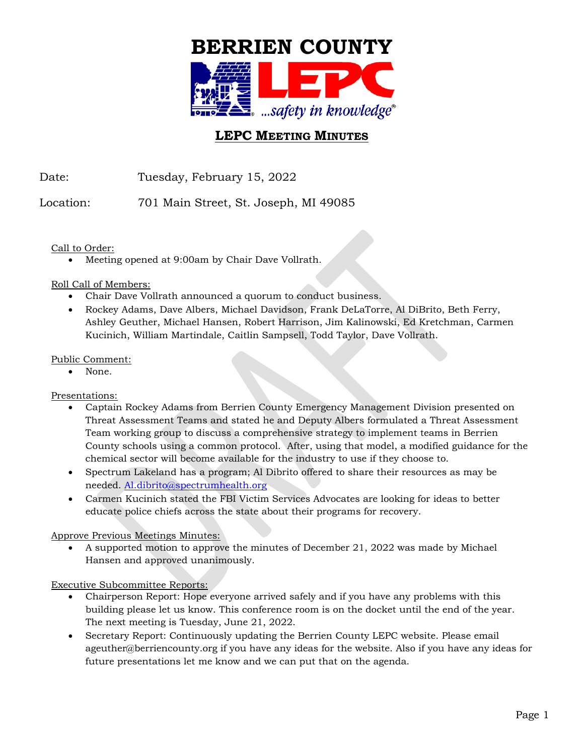# BERRIEN COUNTY LEPC

*...safety in knowledge®*

## LEPC MEETING MINUTES

Date: Tuesday, February 15, 2022

Location: 701 Main Street, St. Joseph, MI 49085

Call to Order:

- Meeting opened at 9:00am by Chair Dave Vollrath.

Roll Call of Members:

- Chair Dave Vollrath announced a quorum to conduct business.
- Rockey Adams, Dave Albers, Michael Davidson, Frank DeLaTorre, Al DiBrito, Beth Ferry, Ashley Geuther, Michael Hansen, Robert Harrison, Jim Kalinowski, Ed Kretchman, Carmen Kucinich, William Martindale, Caitlin Sampsell, Todd Taylor, Dave Vollrath.

Public Comment:

- None.

Presentations:

- Captain Rockey Adams from Berrien County Emergency Management Division presented on Threat Assessment Teams and stated he and Deputy Albers formulated a Threat Assessment Team working group to discuss a comprehensive strategy to implement teams in Berrien County schools using a common protocol. After, using that model, a modified guidance for the chemical sector will become available for the industry to use if they choose to.
- Spectrum Lakeland has a program; Al Dibrito offered to share their resources as may be needed. Al.dibrito@spectrumhealth.org
- Carmen Kucinich stated the FBI Victim Services Advocates are looking for ideas to better educate police chiefs across the state about their programs for recovery.

Approve Previous Meetings Minutes:

- A supported motion to approve the minutes of December 21, 2022 was made by Michael Hansen and approved unanimously.

Executive Subcommittee Reports:

- Chairperson Report: Hope everyone arrived safely and if you have any problems with this building please let us know. This conference room is on the docket until the end of the year. The next meeting is Tuesday, June 21, 2022.
- Secretary Report: Continuously updating the Berrien County LEPC website. Please email ageuther@berriencounty.org if you have any ideas for the website. Also if you have any ideas for future presentations let me know and we can put that on the agenda.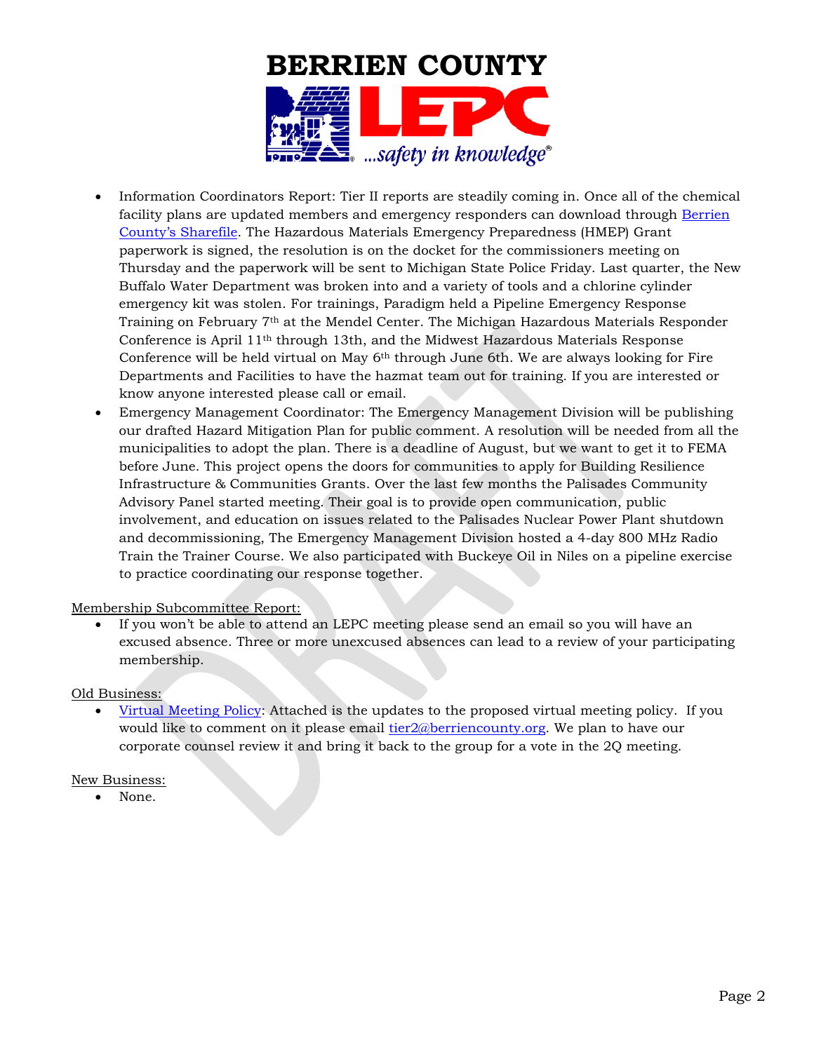- Information Coordinators Report: Tier II reports are steadily coming in. Once all of the chemical facility plans are updated members and emergency responders can download through [Berrien County's Sharefile](). The Hazardous Materials Emergency Preparedness (HMEP) Grant paperwork is signed, the resolution is on the docket for the commissioners meeting on Thursday and the paperwork will be sent to Michigan State Police Friday. Last quarter, the New Buffalo Water Department was broken into and a variety of tools and a chlorine cylinder emergency kit was stolen. For trainings, Paradigm held a Pipeline Emergency Response Training on February 7th at the Mendel Center. The Michigan Hazardous Materials Responder Conference is April 11th through 13th, and the Midwest Hazardous Materials Response Conference will be held virtual on May 6th through June 6th. We are always looking for Fire Departments and Facilities to have the hazmat team out for training. If you are interested or know anyone interested please call or email.
- Emergency Management Coordinator: The Emergency Management Division will be publishing our drafted Hazard Mitigation Plan for public comment. A resolution will be needed from all the municipalities to adopt the plan. There is a deadline of August, but we want to get it to FEMA before June. This project opens the doors for communities to apply for Building Resilience Infrastructure & Communities Grants. Over the last few months the Palisades Community Advisory Panel started meeting. Their goal is to provide open communication, public involvement, and education on issues related to the Palisades Nuclear Power Plant shutdown and decommissioning, The Emergency Management Division hosted a 4-day 800 MHz Radio Train the Trainer Course. We also participated with Buckeye Oil in Niles on a pipeline exercise to practice coordinating our response together.

Membership Subcommittee Report:

- If you won't be able to attend an LEPC meeting please send an email so you will have an excused absence. Three or more unexcused absences can lead to a review of your participating membership.

Old Business:

- [Virtual Meeting Policy](): Attached is the updates to the proposed virtual meeting policy. If you would like to comment on it please email tier2@berriencounty.org. We plan to have our corporate counsel review it and bring it back to the group for a vote in the 2Q meeting.

New Business:

- None.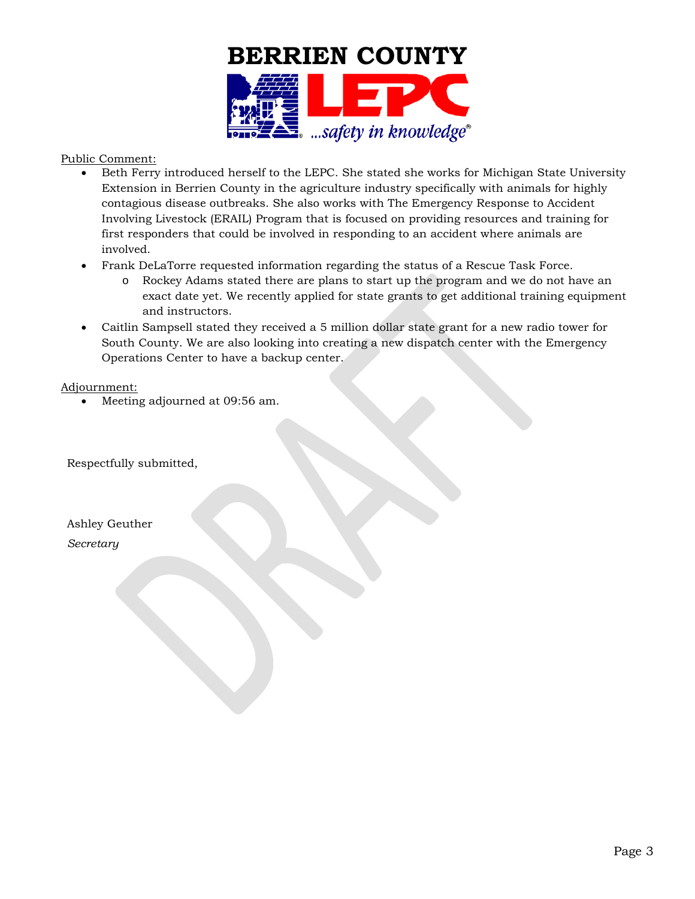# BERRIEN COUNTY LEPC

*...safety in knowledge®*

Public Comment:

- Beth Ferry introduced herself to the LEPC. She stated she works for Michigan State University Extension in Berrien County in the agriculture industry specifically with animals for highly contagious disease outbreaks. She also works with The Emergency Response to Accident Involving Livestock (ERAIL) Program that is focused on providing resources and training for first responders that could be involved in responding to an accident where animals are involved.
- Frank DeLaTorre requested information regarding the status of a Rescue Task Force.
  - Rockey Adams stated there are plans to start up the program and we do not have an exact date yet. We recently applied for state grants to get additional training equipment and instructors.
- Caitlin Sampsell stated they received a 5 million dollar state grant for a new radio tower for South County. We are also looking into creating a new dispatch center with the Emergency Operations Center to have a backup center.

Adjournment:

- Meeting adjourned at 09:56 am.

Respectfully submitted,

Ashley Geuther

*Secretary*

DRAFT